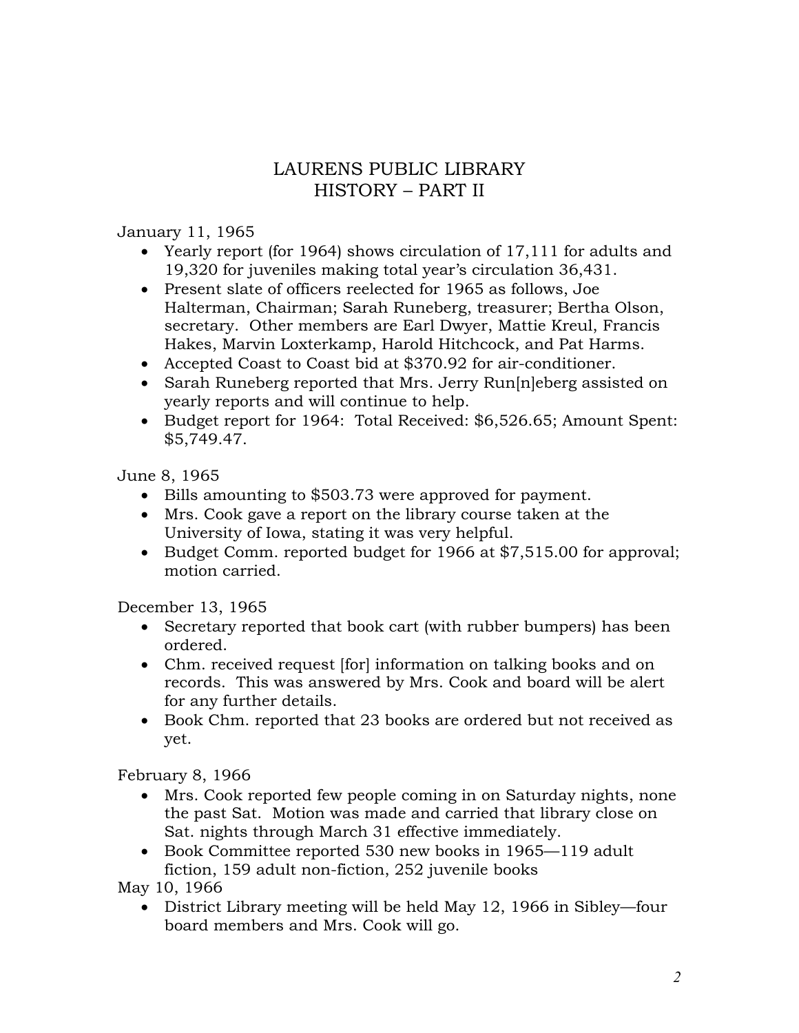# LAURENS PUBLIC LIBRARY
# HISTORY – PART II

January 11, 1965

- Yearly report (for 1964) shows circulation of 17,111 for adults and 19,320 for juveniles making total year's circulation 36,431.
- Present slate of officers reelected for 1965 as follows, Joe Halterman, Chairman; Sarah Runeberg, treasurer; Bertha Olson, secretary. Other members are Earl Dwyer, Mattie Kreul, Francis Hakes, Marvin Loxterkamp, Harold Hitchcock, and Pat Harms.
- Accepted Coast to Coast bid at $370.92 for air-conditioner.
- Sarah Runeberg reported that Mrs. Jerry Run[n]eberg assisted on yearly reports and will continue to help.
- Budget report for 1964: Total Received: $6,526.65; Amount Spent: $5,749.47.

June 8, 1965

- Bills amounting to $503.73 were approved for payment.
- Mrs. Cook gave a report on the library course taken at the University of Iowa, stating it was very helpful.
- Budget Comm. reported budget for 1966 at $7,515.00 for approval; motion carried.

December 13, 1965

- Secretary reported that book cart (with rubber bumpers) has been ordered.
- Chm. received request [for] information on talking books and on records. This was answered by Mrs. Cook and board will be alert for any further details.
- Book Chm. reported that 23 books are ordered but not received as yet.

February 8, 1966

- Mrs. Cook reported few people coming in on Saturday nights, none the past Sat. Motion was made and carried that library close on Sat. nights through March 31 effective immediately.
- Book Committee reported 530 new books in 1965—119 adult fiction, 159 adult non-fiction, 252 juvenile books

May 10, 1966

- District Library meeting will be held May 12, 1966 in Sibley—four board members and Mrs. Cook will go.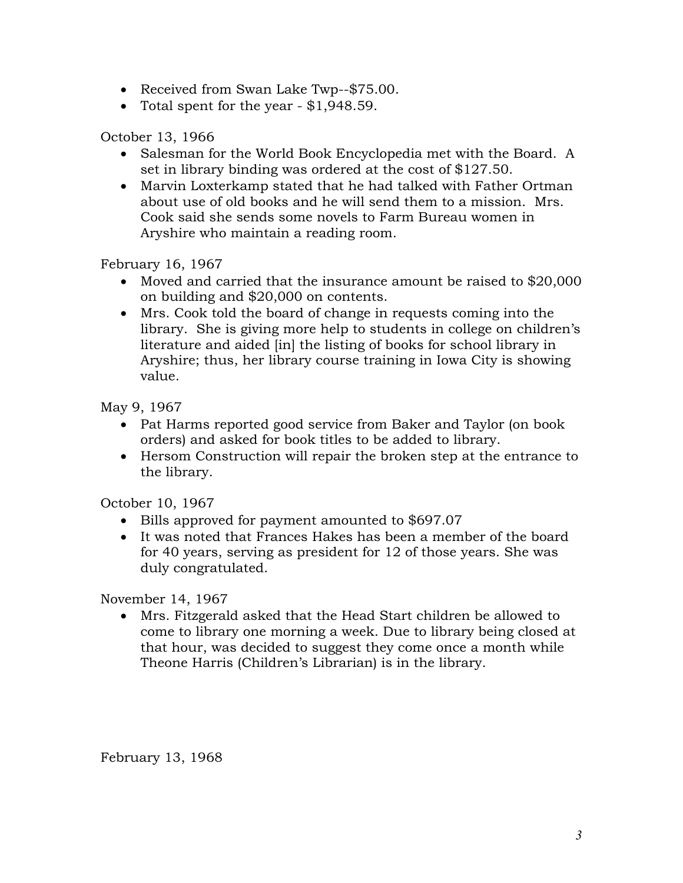- Received from Swan Lake Twp--$75.00.
- Total spent for the year - $1,948.59.

October 13, 1966

- Salesman for the World Book Encyclopedia met with the Board. A set in library binding was ordered at the cost of $127.50.
- Marvin Loxterkamp stated that he had talked with Father Ortman about use of old books and he will send them to a mission. Mrs. Cook said she sends some novels to Farm Bureau women in Aryshire who maintain a reading room.

February 16, 1967

- Moved and carried that the insurance amount be raised to $20,000 on building and $20,000 on contents.
- Mrs. Cook told the board of change in requests coming into the library. She is giving more help to students in college on children's literature and aided [in] the listing of books for school library in Aryshire; thus, her library course training in Iowa City is showing value.

May 9, 1967

- Pat Harms reported good service from Baker and Taylor (on book orders) and asked for book titles to be added to library.
- Hersom Construction will repair the broken step at the entrance to the library.

October 10, 1967

- Bills approved for payment amounted to $697.07
- It was noted that Frances Hakes has been a member of the board for 40 years, serving as president for 12 of those years. She was duly congratulated.

November 14, 1967

- Mrs. Fitzgerald asked that the Head Start children be allowed to come to library one morning a week. Due to library being closed at that hour, was decided to suggest they come once a month while Theone Harris (Children's Librarian) is in the library.

February 13, 1968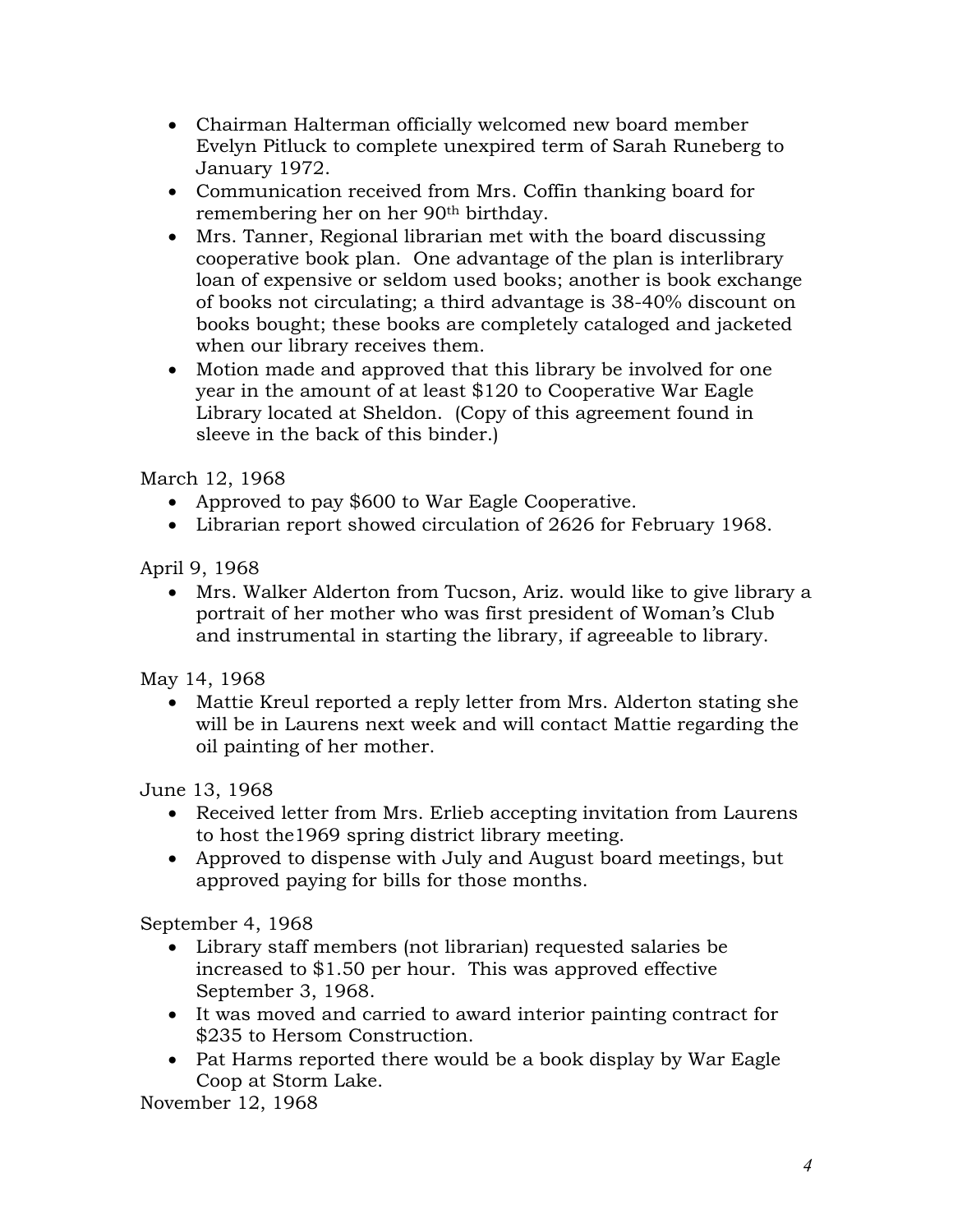- Chairman Halterman officially welcomed new board member Evelyn Pitluck to complete unexpired term of Sarah Runeberg to January 1972.
- Communication received from Mrs. Coffin thanking board for remembering her on her 90th birthday.
- Mrs. Tanner, Regional librarian met with the board discussing cooperative book plan. One advantage of the plan is interlibrary loan of expensive or seldom used books; another is book exchange of books not circulating; a third advantage is 38-40% discount on books bought; these books are completely cataloged and jacketed when our library receives them.
- Motion made and approved that this library be involved for one year in the amount of at least $120 to Cooperative War Eagle Library located at Sheldon. (Copy of this agreement found in sleeve in the back of this binder.)

March 12, 1968

- Approved to pay $600 to War Eagle Cooperative.
- Librarian report showed circulation of 2626 for February 1968.

April 9, 1968

- Mrs. Walker Alderton from Tucson, Ariz. would like to give library a portrait of her mother who was first president of Woman's Club and instrumental in starting the library, if agreeable to library.

May 14, 1968

- Mattie Kreul reported a reply letter from Mrs. Alderton stating she will be in Laurens next week and will contact Mattie regarding the oil painting of her mother.

June 13, 1968

- Received letter from Mrs. Erlieb accepting invitation from Laurens to host the1969 spring district library meeting.
- Approved to dispense with July and August board meetings, but approved paying for bills for those months.

September 4, 1968

- Library staff members (not librarian) requested salaries be increased to $1.50 per hour. This was approved effective September 3, 1968.
- It was moved and carried to award interior painting contract for $235 to Hersom Construction.
- Pat Harms reported there would be a book display by War Eagle Coop at Storm Lake.

November 12, 1968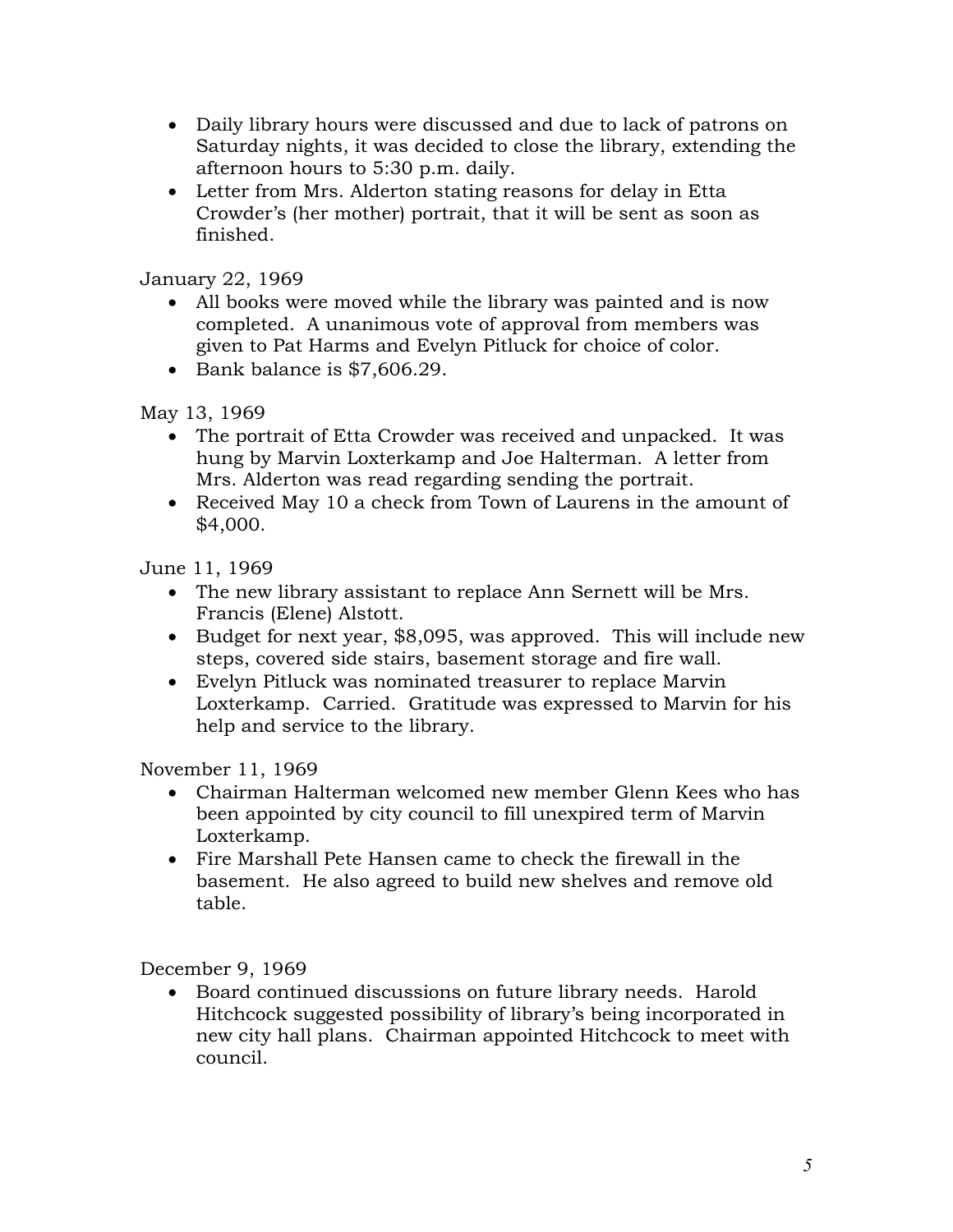- Daily library hours were discussed and due to lack of patrons on Saturday nights, it was decided to close the library, extending the afternoon hours to 5:30 p.m. daily.
- Letter from Mrs. Alderton stating reasons for delay in Etta Crowder's (her mother) portrait, that it will be sent as soon as finished.

January 22, 1969

- All books were moved while the library was painted and is now completed. A unanimous vote of approval from members was given to Pat Harms and Evelyn Pitluck for choice of color.
- Bank balance is $7,606.29.

May 13, 1969

- The portrait of Etta Crowder was received and unpacked. It was hung by Marvin Loxterkamp and Joe Halterman. A letter from Mrs. Alderton was read regarding sending the portrait.
- Received May 10 a check from Town of Laurens in the amount of $4,000.

June 11, 1969

- The new library assistant to replace Ann Sernett will be Mrs. Francis (Elene) Alstott.
- Budget for next year, $8,095, was approved. This will include new steps, covered side stairs, basement storage and fire wall.
- Evelyn Pitluck was nominated treasurer to replace Marvin Loxterkamp. Carried. Gratitude was expressed to Marvin for his help and service to the library.

November 11, 1969

- Chairman Halterman welcomed new member Glenn Kees who has been appointed by city council to fill unexpired term of Marvin Loxterkamp.
- Fire Marshall Pete Hansen came to check the firewall in the basement. He also agreed to build new shelves and remove old table.

December 9, 1969

- Board continued discussions on future library needs. Harold Hitchcock suggested possibility of library's being incorporated in new city hall plans. Chairman appointed Hitchcock to meet with council.